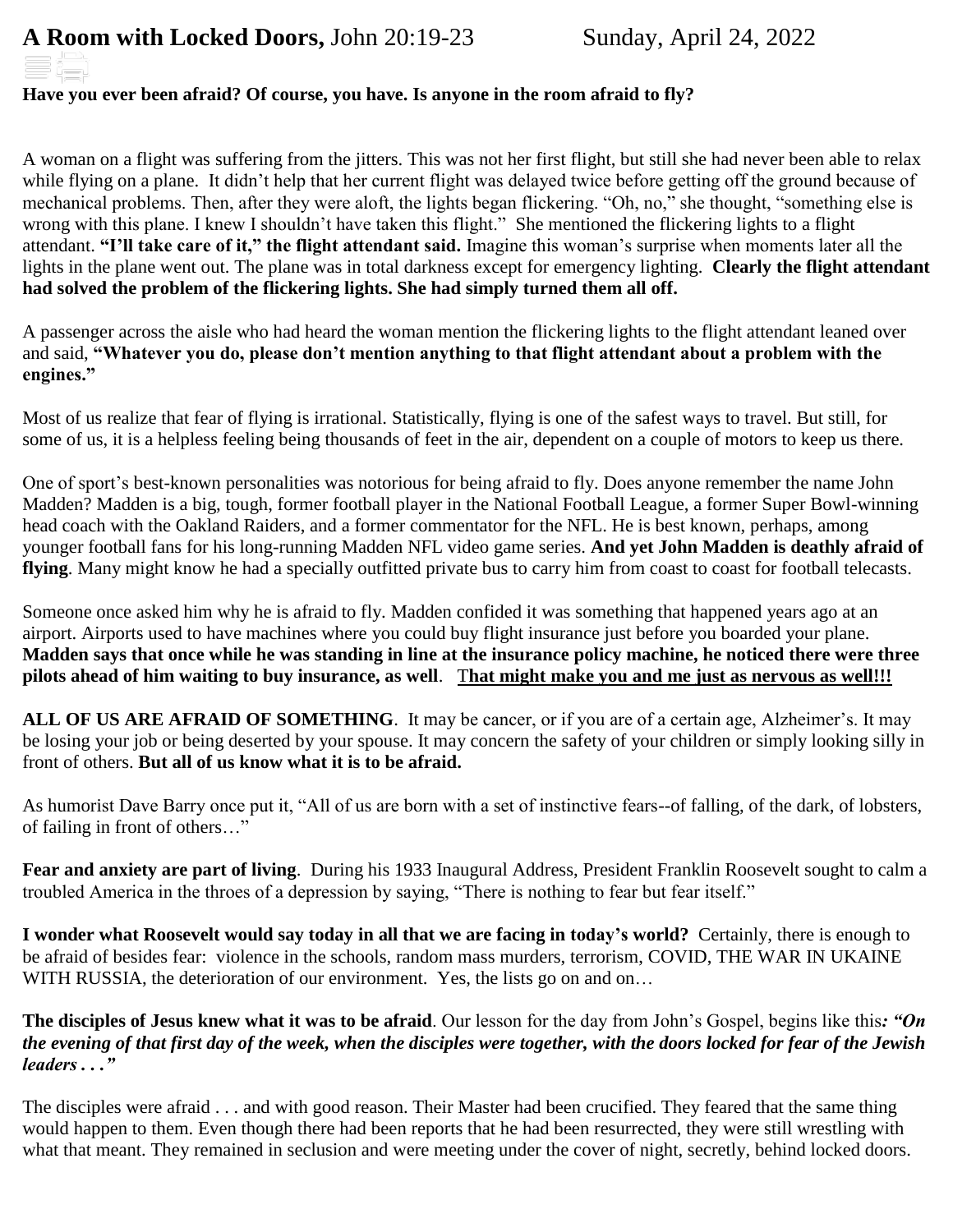# **A Room with Locked Doors,** John 20:19-23 Sunday, April 24, 2022

**Have you ever been afraid? Of course, you have. Is anyone in the room afraid to fly?**

A woman on a flight was suffering from the jitters. This was not her first flight, but still she had never been able to relax while flying on a plane. It didn't help that her current flight was delayed twice before getting off the ground because of mechanical problems. Then, after they were aloft, the lights began flickering. "Oh, no," she thought, "something else is wrong with this plane. I knew I shouldn't have taken this flight." She mentioned the flickering lights to a flight attendant. **"I'll take care of it," the flight attendant said.** Imagine this woman's surprise when moments later all the lights in the plane went out. The plane was in total darkness except for emergency lighting. **Clearly the flight attendant had solved the problem of the flickering lights. She had simply turned them all off.**

A passenger across the aisle who had heard the woman mention the flickering lights to the flight attendant leaned over and said, **"Whatever you do, please don't mention anything to that flight attendant about a problem with the engines."**

Most of us realize that fear of flying is irrational. Statistically, flying is one of the safest ways to travel. But still, for some of us, it is a helpless feeling being thousands of feet in the air, dependent on a couple of motors to keep us there.

One of sport's best-known personalities was notorious for being afraid to fly. Does anyone remember the name John Madden? Madden is a big, tough, former football player in the National Football League, a former Super Bowl-winning head coach with the Oakland Raiders, and a former commentator for the NFL. He is best known, perhaps, among younger football fans for his long-running Madden NFL video game series. **And yet John Madden is deathly afraid of flying**. Many might know he had a specially outfitted private bus to carry him from coast to coast for football telecasts.

Someone once asked him why he is afraid to fly. Madden confided it was something that happened years ago at an airport. Airports used to have machines where you could buy flight insurance just before you boarded your plane. **Madden says that once while he was standing in line at the insurance policy machine, he noticed there were three pilots ahead of him waiting to buy insurance, as well**. **<u>That might make you and me just as nervous as well!!!</u>**

**ALL OF US ARE AFRAID OF SOMETHING**. It may be cancer, or if you are of a certain age, Alzheimer's. It may be losing your job or being deserted by your spouse. It may concern the safety of your children or simply looking silly in front of others. **But all of us know what it is to be afraid.**

As humorist Dave Barry once put it, "All of us are born with a set of instinctive fears--of falling, of the dark, of lobsters, of failing in front of others…"

**Fear and anxiety are part of living**. During his 1933 Inaugural Address, President Franklin Roosevelt sought to calm a troubled America in the throes of a depression by saying, "There is nothing to fear but fear itself."

**I wonder what Roosevelt would say today in all that we are facing in today's world?** Certainly, there is enough to be afraid of besides fear: violence in the schools, random mass murders, terrorism, COVID, THE WAR IN UKAINE WITH RUSSIA, the deterioration of our environment. Yes, the lists go on and on…

**The disciples of Jesus knew what it was to be afraid**. Our lesson for the day from John's Gospel, begins like this***: "On the evening of that first day of the week, when the disciples were together, with the doors locked for fear of the Jewish leaders . . ."***

The disciples were afraid . . . and with good reason. Their Master had been crucified. They feared that the same thing would happen to them. Even though there had been reports that he had been resurrected, they were still wrestling with what that meant. They remained in seclusion and were meeting under the cover of night, secretly, behind locked doors.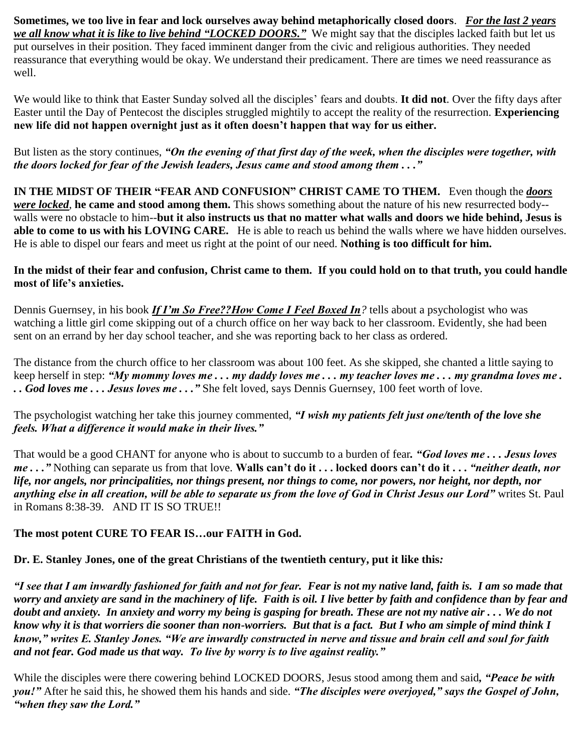**Sometimes, we too live in fear and lock ourselves away behind metaphorically closed doors**. ***<u>For the last 2 years we all know what it is like to live behind "LOCKED DOORS."</u>*** We might say that the disciples lacked faith but let us put ourselves in their position. They faced imminent danger from the civic and religious authorities. They needed reassurance that everything would be okay. We understand their predicament. There are times we need reassurance as well.

We would like to think that Easter Sunday solved all the disciples' fears and doubts. **It did not**. Over the fifty days after Easter until the Day of Pentecost the disciples struggled mightily to accept the reality of the resurrection. **Experiencing new life did not happen overnight just as it often doesn't happen that way for us either.**

But listen as the story continues, ***"On the evening of that first day of the week, when the disciples were together, with the doors locked for fear of the Jewish leaders, Jesus came and stood among them . . ."***

**IN THE MIDST OF THEIR "FEAR AND CONFUSION" CHRIST CAME TO THEM.** Even though the ***<u>doors were locked</u>***, **he came and stood among them.** This shows something about the nature of his new resurrected body--walls were no obstacle to him--**but it also instructs us that no matter what walls and doors we hide behind, Jesus is able to come to us with his LOVING CARE.** He is able to reach us behind the walls where we have hidden ourselves. He is able to dispel our fears and meet us right at the point of our need. **Nothing is too difficult for him.**

**In the midst of their fear and confusion, Christ came to them. If you could hold on to that truth, you could handle most of life's anxieties.**

Dennis Guernsey, in his book ***<u>If I'm So Free??How Come I Feel Boxed In</u>****?* tells about a psychologist who was watching a little girl come skipping out of a church office on her way back to her classroom. Evidently, she had been sent on an errand by her day school teacher, and she was reporting back to her class as ordered.

The distance from the church office to her classroom was about 100 feet. As she skipped, she chanted a little saying to keep herself in step: ***"My mommy loves me . . . my daddy loves me . . . my teacher loves me . . . my grandma loves me . . . God loves me . . . Jesus loves me . . ."*** She felt loved, says Dennis Guernsey, 100 feet worth of love.

The psychologist watching her take this journey commented, ***"I wish my patients felt just one/tenth of the love she feels. What a difference it would make in their lives."***

That would be a good CHANT for anyone who is about to succumb to a burden of fear***. "God loves me . . . Jesus loves me . . ."*** Nothing can separate us from that love. **Walls can't do it . . . locked doors can't do it . . .** ***"neither death, nor life, nor angels, nor principalities, nor things present, nor things to come, nor powers, nor height, nor depth, nor anything else in all creation, will be able to separate us from the love of God in Christ Jesus our Lord"*** writes St. Paul in Romans 8:38-39. AND IT IS SO TRUE!!

**The most potent CURE TO FEAR IS…our FAITH in God.**

**Dr. E. Stanley Jones, one of the great Christians of the twentieth century, put it like this*:***

***"I see that I am inwardly fashioned for faith and not for fear. Fear is not my native land, faith is. I am so made that worry and anxiety are sand in the machinery of life. Faith is oil. I live better by faith and confidence than by fear and doubt and anxiety. In anxiety and worry my being is gasping for breath. These are not my native air . . . We do not know why it is that worriers die sooner than non-worriers. But that is a fact. But I who am simple of mind think I know," writes E. Stanley Jones. "We are inwardly constructed in nerve and tissue and brain cell and soul for faith and not fear. God made us that way. To live by worry is to live against reality."***

While the disciples were there cowering behind LOCKED DOORS, Jesus stood among them and said***, "Peace be with you!"*** After he said this, he showed them his hands and side. ***"The disciples were overjoyed," says the Gospel of John, "when they saw the Lord."***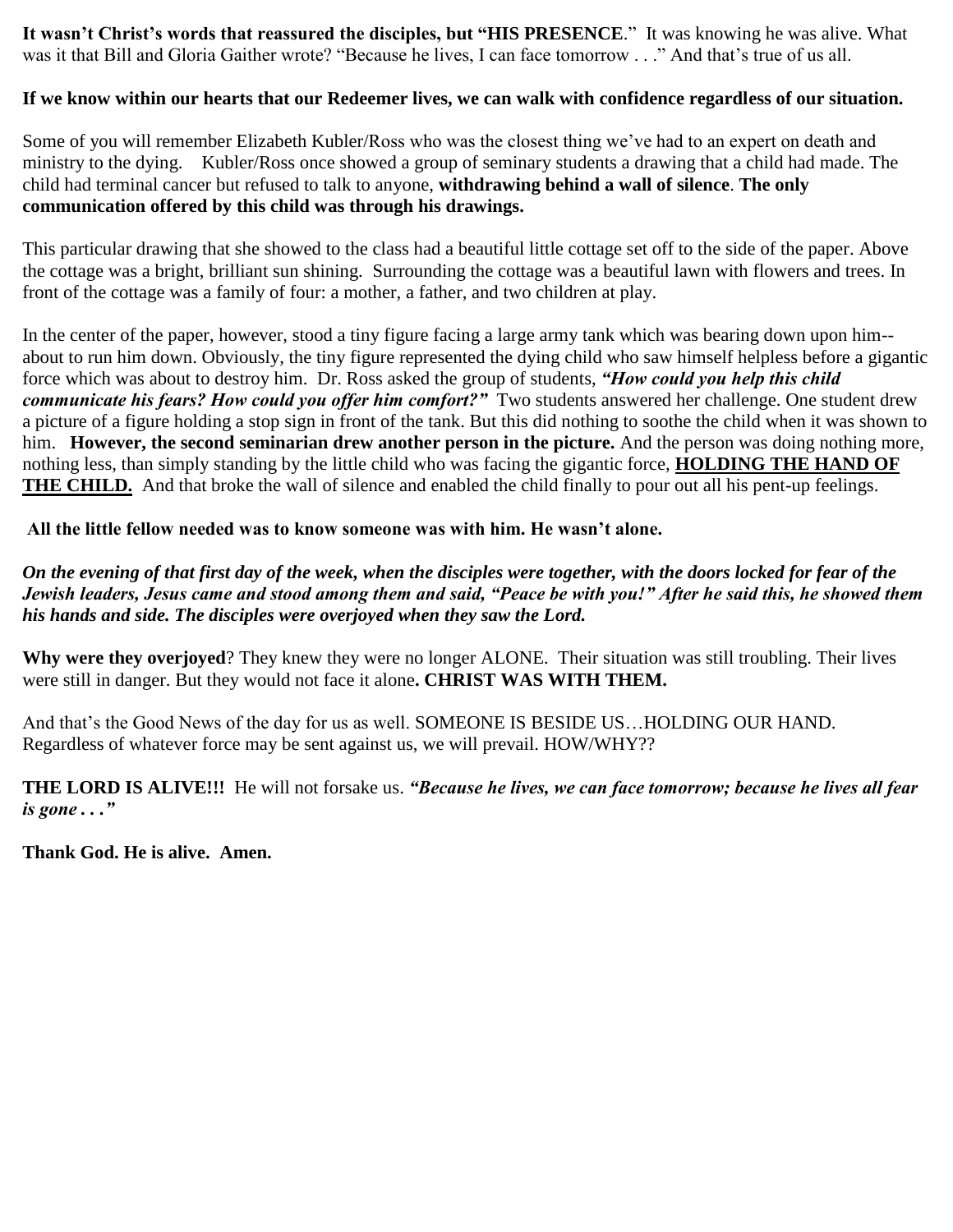**It wasn't Christ's words that reassured the disciples, but "HIS PRESENCE**." It was knowing he was alive. What was it that Bill and Gloria Gaither wrote? "Because he lives, I can face tomorrow . . ." And that's true of us all.

**If we know within our hearts that our Redeemer lives, we can walk with confidence regardless of our situation.**

Some of you will remember Elizabeth Kubler/Ross who was the closest thing we've had to an expert on death and ministry to the dying. Kubler/Ross once showed a group of seminary students a drawing that a child had made. The child had terminal cancer but refused to talk to anyone, **withdrawing behind a wall of silence**. **The only communication offered by this child was through his drawings.**

This particular drawing that she showed to the class had a beautiful little cottage set off to the side of the paper. Above the cottage was a bright, brilliant sun shining. Surrounding the cottage was a beautiful lawn with flowers and trees. In front of the cottage was a family of four: a mother, a father, and two children at play.

In the center of the paper, however, stood a tiny figure facing a large army tank which was bearing down upon him--about to run him down. Obviously, the tiny figure represented the dying child who saw himself helpless before a gigantic force which was about to destroy him. Dr. Ross asked the group of students, ***"How could you help this child communicate his fears? How could you offer him comfort?"*** Two students answered her challenge. One student drew a picture of a figure holding a stop sign in front of the tank. But this did nothing to soothe the child when it was shown to him. **However, the second seminarian drew another person in the picture.** And the person was doing nothing more, nothing less, than simply standing by the little child who was facing the gigantic force, **<u>HOLDING THE HAND OF THE CHILD.</u>** And that broke the wall of silence and enabled the child finally to pour out all his pent-up feelings.

**All the little fellow needed was to know someone was with him. He wasn't alone.**

***On the evening of that first day of the week, when the disciples were together, with the doors locked for fear of the Jewish leaders, Jesus came and stood among them and said, "Peace be with you!" After he said this, he showed them his hands and side. The disciples were overjoyed when they saw the Lord.***

**Why were they overjoyed**? They knew they were no longer ALONE. Their situation was still troubling. Their lives were still in danger. But they would not face it alone**. CHRIST WAS WITH THEM.**

And that's the Good News of the day for us as well. SOMEONE IS BESIDE US…HOLDING OUR HAND. Regardless of whatever force may be sent against us, we will prevail. HOW/WHY??

**THE LORD IS ALIVE!!!** He will not forsake us. ***"Because he lives, we can face tomorrow; because he lives all fear is gone . . ."***

**Thank God. He is alive. Amen.**